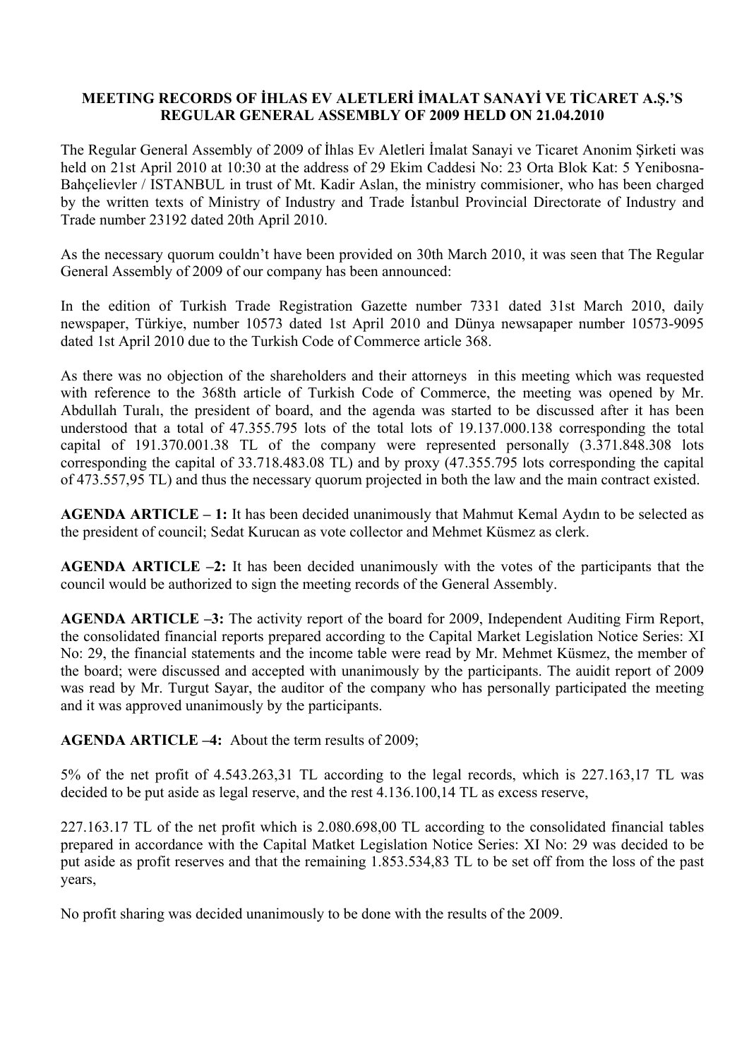# MEETING RECORDS OF İHLAS EV ALETLERİ İMALAT SANAYİ VE TİCARET A.Ş.'S REGULAR GENERAL ASSEMBLY OF 2009 HELD ON 21.04.2010

The Regular General Assembly of 2009 of İhlas Ev Aletleri İmalat Sanayi ve Ticaret Anonim Şirketi was held on 21st April 2010 at 10:30 at the address of 29 Ekim Caddesi No: 23 Orta Blok Kat: 5 Yenibosna-Bahçelievler / ISTANBUL in trust of Mt. Kadir Aslan, the ministry commisioner, who has been charged by the written texts of Ministry of Industry and Trade İstanbul Provincial Directorate of Industry and Trade number 23192 dated 20th April 2010.

As the necessary quorum couldn't have been provided on 30th March 2010, it was seen that The Regular General Assembly of 2009 of our company has been announced:

In the edition of Turkish Trade Registration Gazette number 7331 dated 31st March 2010, daily newspaper, Türkiye, number 10573 dated 1st April 2010 and Dünya newsapaper number 10573-9095 dated 1st April 2010 due to the Turkish Code of Commerce article 368.

As there was no objection of the shareholders and their attorneys in this meeting which was requested with reference to the 368th article of Turkish Code of Commerce, the meeting was opened by Mr. Abdullah Turalı, the president of board, and the agenda was started to be discussed after it has been understood that a total of 47.355.795 lots of the total lots of 19.137.000.138 corresponding the total capital of 191.370.001.38 TL of the company were represented personally (3.371.848.308 lots corresponding the capital of 33.718.483.08 TL) and by proxy (47.355.795 lots corresponding the capital of 473.557,95 TL) and thus the necessary quorum projected in both the law and the main contract existed.

**AGENDA ARTICLE – 1:** It has been decided unanimously that Mahmut Kemal Aydın to be selected as the president of council; Sedat Kurucan as vote collector and Mehmet Küsmez as clerk.

**AGENDA ARTICLE –2:** It has been decided unanimously with the votes of the participants that the council would be authorized to sign the meeting records of the General Assembly.

**AGENDA ARTICLE –3:** The activity report of the board for 2009, Independent Auditing Firm Report, the consolidated financial reports prepared according to the Capital Market Legislation Notice Series: XI No: 29, the financial statements and the income table were read by Mr. Mehmet Küsmez, the member of the board; were discussed and accepted with unanimously by the participants. The auidit report of 2009 was read by Mr. Turgut Sayar, the auditor of the company who has personally participated the meeting and it was approved unanimously by the participants.

**AGENDA ARTICLE –4:** About the term results of 2009;

5% of the net profit of 4.543.263,31 TL according to the legal records, which is 227.163,17 TL was decided to be put aside as legal reserve, and the rest 4.136.100,14 TL as excess reserve,

227.163.17 TL of the net profit which is 2.080.698,00 TL according to the consolidated financial tables prepared in accordance with the Capital Matket Legislation Notice Series: XI No: 29 was decided to be put aside as profit reserves and that the remaining 1.853.534,83 TL to be set off from the loss of the past years,

No profit sharing was decided unanimously to be done with the results of the 2009.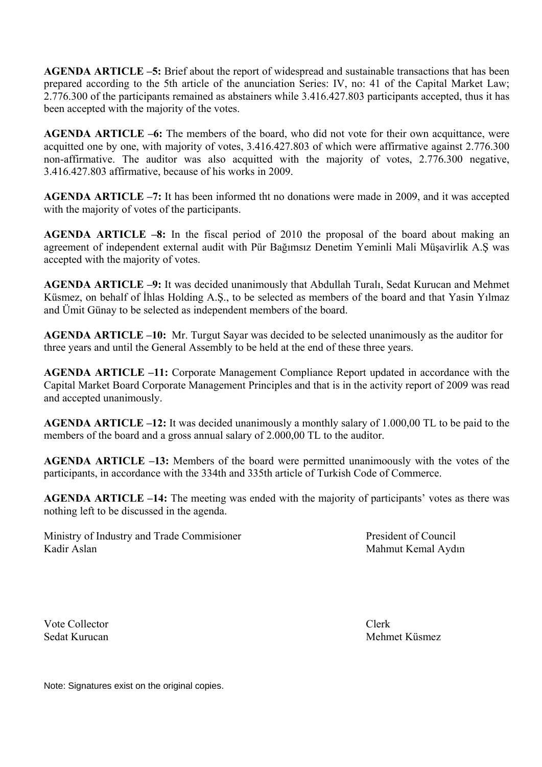**AGENDA ARTICLE –5:** Brief about the report of widespread and sustainable transactions that has been prepared according to the 5th article of the anunciation Series: IV, no: 41 of the Capital Market Law; 2.776.300 of the participants remained as abstainers while 3.416.427.803 participants accepted, thus it has been accepted with the majority of the votes.

**AGENDA ARTICLE –6:** The members of the board, who did not vote for their own acquittance, were acquitted one by one, with majority of votes, 3.416.427.803 of which were affirmative against 2.776.300 non-affirmative. The auditor was also acquitted with the majority of votes, 2.776.300 negative, 3.416.427.803 affirmative, because of his works in 2009.

**AGENDA ARTICLE –7:** It has been informed tht no donations were made in 2009, and it was accepted with the majority of votes of the participants.

**AGENDA ARTICLE –8:** In the fiscal period of 2010 the proposal of the board about making an agreement of independent external audit with Pür Bağımsız Denetim Yeminli Mali Müşavirlik A.Ş was accepted with the majority of votes.

**AGENDA ARTICLE –9:** It was decided unanimously that Abdullah Turalı, Sedat Kurucan and Mehmet Küsmez, on behalf of İhlas Holding A.Ş., to be selected as members of the board and that Yasin Yılmaz and Ümit Günay to be selected as independent members of the board.

**AGENDA ARTICLE –10:** Mr. Turgut Sayar was decided to be selected unanimously as the auditor for three years and until the General Assembly to be held at the end of these three years.

**AGENDA ARTICLE –11:** Corporate Management Compliance Report updated in accordance with the Capital Market Board Corporate Management Principles and that is in the activity report of 2009 was read and accepted unanimously.

**AGENDA ARTICLE –12:** It was decided unanimously a monthly salary of 1.000,00 TL to be paid to the members of the board and a gross annual salary of 2.000,00 TL to the auditor.

**AGENDA ARTICLE –13:** Members of the board were permitted unanimoously with the votes of the participants, in accordance with the 334th and 335th article of Turkish Code of Commerce.

**AGENDA ARTICLE –14:** The meeting was ended with the majority of participants' votes as there was nothing left to be discussed in the agenda.

Ministry of Industry and Trade Commisioner
Kadir Aslan

President of Council
Mahmut Kemal Aydın

Vote Collector
Sedat Kurucan

Clerk
Mehmet Küsmez

Note: Signatures exist on the original copies.